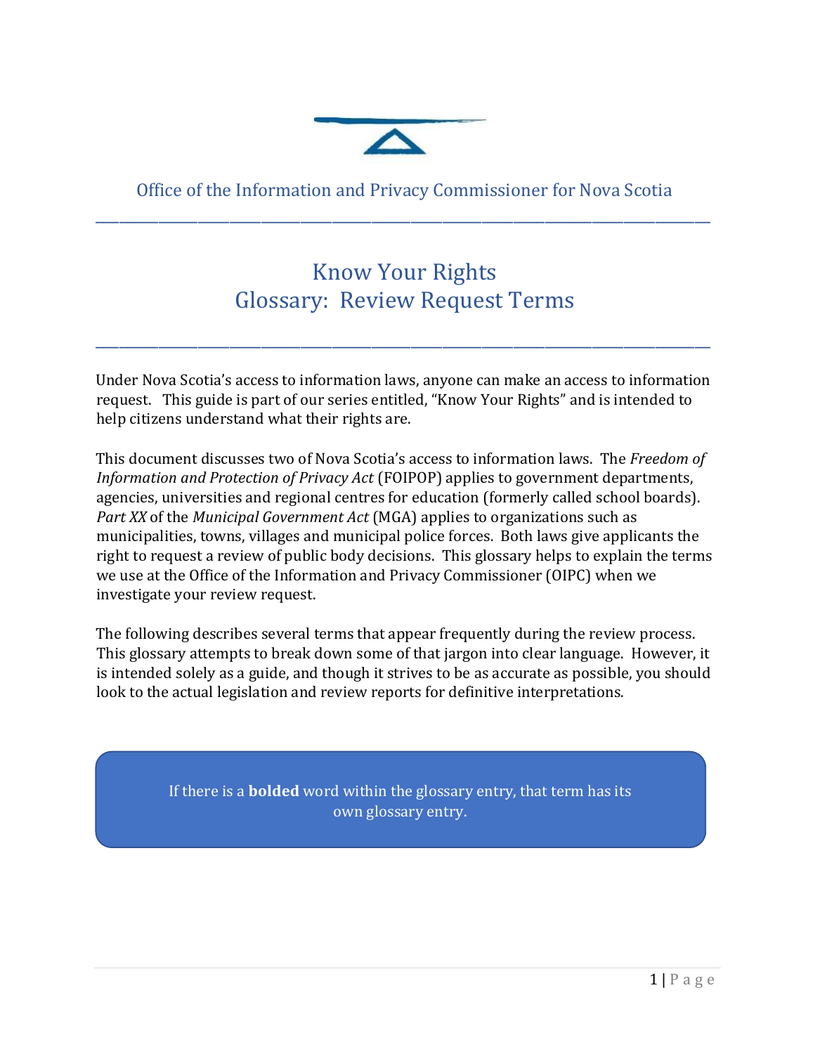Office of the Information and Privacy Commissioner for Nova Scotia

---

# Know Your Rights
# Glossary: Review Request Terms

---

Under Nova Scotia's access to information laws, anyone can make an access to information request. This guide is part of our series entitled, "Know Your Rights" and is intended to help citizens understand what their rights are.

This document discusses two of Nova Scotia's access to information laws. The *Freedom of Information and Protection of Privacy Act* (FOIPOP) applies to government departments, agencies, universities and regional centres for education (formerly called school boards). *Part XX* of the *Municipal Government Act* (MGA) applies to organizations such as municipalities, towns, villages and municipal police forces. Both laws give applicants the right to request a review of public body decisions. This glossary helps to explain the terms we use at the Office of the Information and Privacy Commissioner (OIPC) when we investigate your review request.

The following describes several terms that appear frequently during the review process. This glossary attempts to break down some of that jargon into clear language. However, it is intended solely as a guide, and though it strives to be as accurate as possible, you should look to the actual legislation and review reports for definitive interpretations.

> If there is a **bolded** word within the glossary entry, that term has its own glossary entry.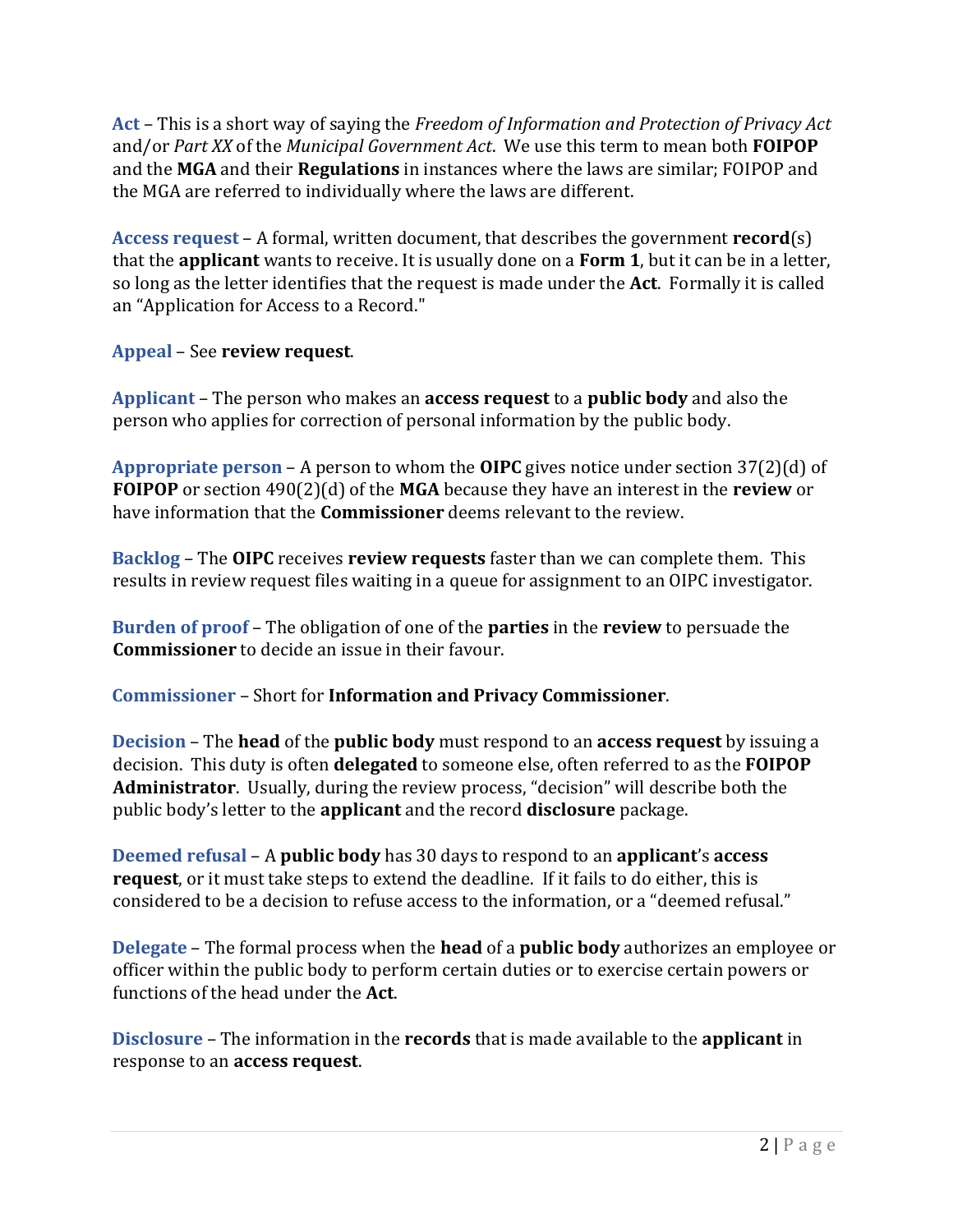**Act** – This is a short way of saying the *Freedom of Information and Protection of Privacy Act* and/or *Part XX* of the *Municipal Government Act*. We use this term to mean both **FOIPOP** and the **MGA** and their **Regulations** in instances where the laws are similar; FOIPOP and the MGA are referred to individually where the laws are different.

**Access request** – A formal, written document, that describes the government **record**(s) that the **applicant** wants to receive. It is usually done on a **Form 1**, but it can be in a letter, so long as the letter identifies that the request is made under the **Act**. Formally it is called an "Application for Access to a Record."

**Appeal** – See **review request**.

**Applicant** – The person who makes an **access request** to a **public body** and also the person who applies for correction of personal information by the public body.

**Appropriate person** – A person to whom the **OIPC** gives notice under section 37(2)(d) of **FOIPOP** or section 490(2)(d) of the **MGA** because they have an interest in the **review** or have information that the **Commissioner** deems relevant to the review.

**Backlog** – The **OIPC** receives **review requests** faster than we can complete them. This results in review request files waiting in a queue for assignment to an OIPC investigator.

**Burden of proof** – The obligation of one of the **parties** in the **review** to persuade the **Commissioner** to decide an issue in their favour.

**Commissioner** – Short for **Information and Privacy Commissioner**.

**Decision** – The **head** of the **public body** must respond to an **access request** by issuing a decision. This duty is often **delegated** to someone else, often referred to as the **FOIPOP Administrator**. Usually, during the review process, "decision" will describe both the public body's letter to the **applicant** and the record **disclosure** package.

**Deemed refusal** – A **public body** has 30 days to respond to an **applicant**'s **access request**, or it must take steps to extend the deadline. If it fails to do either, this is considered to be a decision to refuse access to the information, or a "deemed refusal."

**Delegate** – The formal process when the **head** of a **public body** authorizes an employee or officer within the public body to perform certain duties or to exercise certain powers or functions of the head under the **Act**.

**Disclosure** – The information in the **records** that is made available to the **applicant** in response to an **access request**.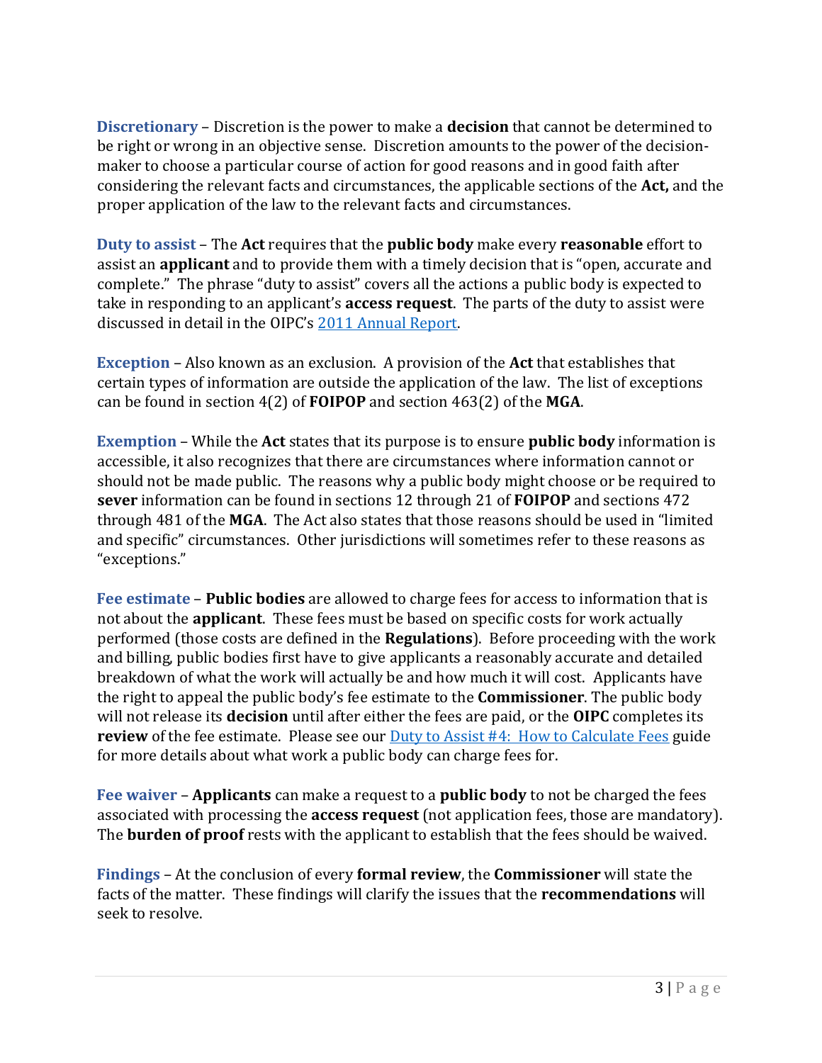**Discretionary** – Discretion is the power to make a **decision** that cannot be determined to be right or wrong in an objective sense. Discretion amounts to the power of the decision-maker to choose a particular course of action for good reasons and in good faith after considering the relevant facts and circumstances, the applicable sections of the **Act,** and the proper application of the law to the relevant facts and circumstances.

**Duty to assist** – The **Act** requires that the **public body** make every **reasonable** effort to assist an **applicant** and to provide them with a timely decision that is "open, accurate and complete." The phrase "duty to assist" covers all the actions a public body is expected to take in responding to an applicant's **access request**. The parts of the duty to assist were discussed in detail in the OIPC's [2011 Annual Report](2011 Annual Report).

**Exception** – Also known as an exclusion. A provision of the **Act** that establishes that certain types of information are outside the application of the law. The list of exceptions can be found in section 4(2) of **FOIPOP** and section 463(2) of the **MGA**.

**Exemption** – While the **Act** states that its purpose is to ensure **public body** information is accessible, it also recognizes that there are circumstances where information cannot or should not be made public. The reasons why a public body might choose or be required to **sever** information can be found in sections 12 through 21 of **FOIPOP** and sections 472 through 481 of the **MGA**. The Act also states that those reasons should be used in "limited and specific" circumstances. Other jurisdictions will sometimes refer to these reasons as "exceptions."

**Fee estimate** – **Public bodies** are allowed to charge fees for access to information that is not about the **applicant**. These fees must be based on specific costs for work actually performed (those costs are defined in the **Regulations**). Before proceeding with the work and billing, public bodies first have to give applicants a reasonably accurate and detailed breakdown of what the work will actually be and how much it will cost. Applicants have the right to appeal the public body's fee estimate to the **Commissioner**. The public body will not release its **decision** until after either the fees are paid, or the **OIPC** completes its **review** of the fee estimate. Please see our [Duty to Assist #4: How to Calculate Fees](Duty to Assist #4: How to Calculate Fees) guide for more details about what work a public body can charge fees for.

**Fee waiver** – **Applicants** can make a request to a **public body** to not be charged the fees associated with processing the **access request** (not application fees, those are mandatory). The **burden of proof** rests with the applicant to establish that the fees should be waived.

**Findings** – At the conclusion of every **formal review**, the **Commissioner** will state the facts of the matter. These findings will clarify the issues that the **recommendations** will seek to resolve.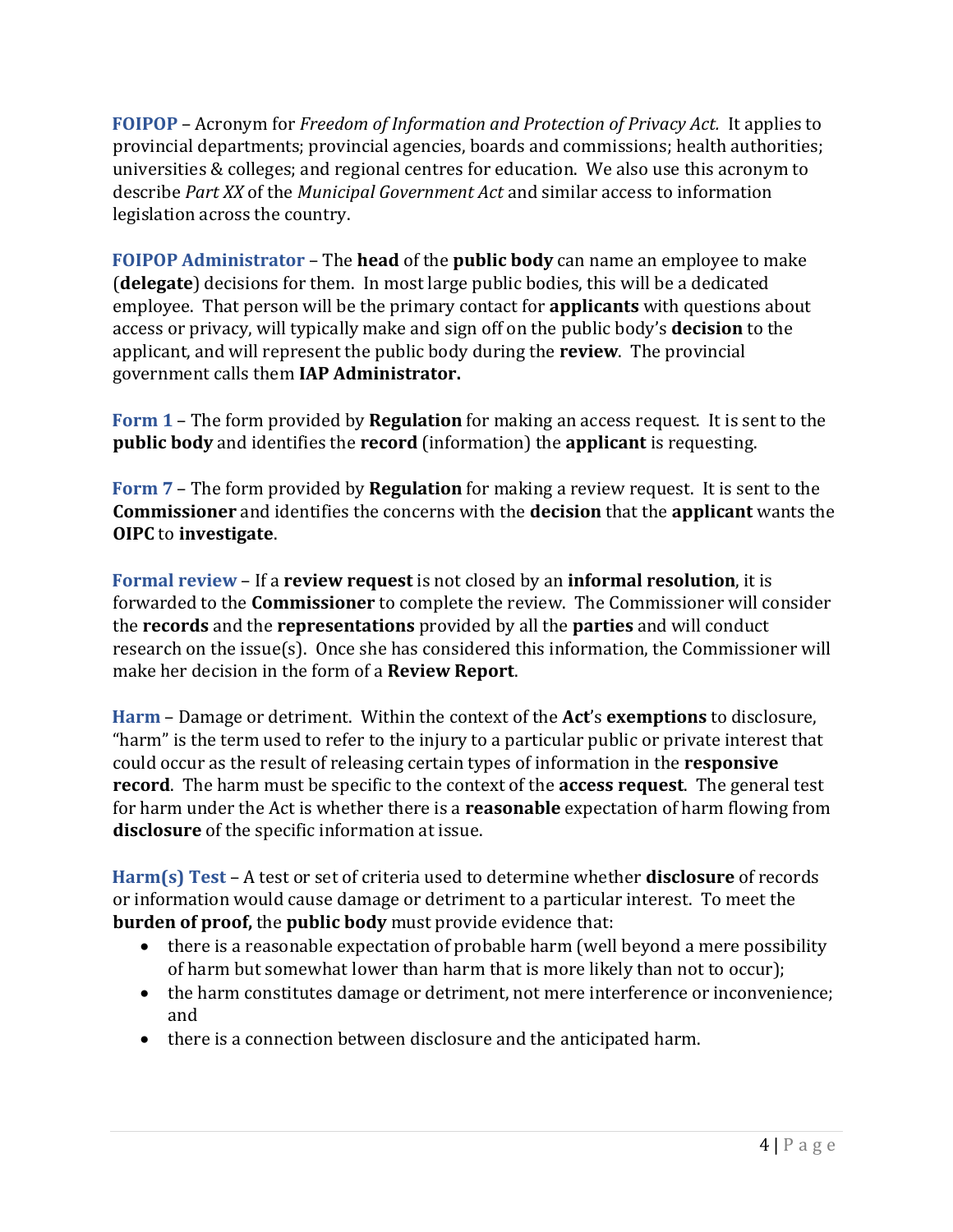**FOIPOP** – Acronym for *Freedom of Information and Protection of Privacy Act.* It applies to provincial departments; provincial agencies, boards and commissions; health authorities; universities & colleges; and regional centres for education. We also use this acronym to describe *Part XX* of the *Municipal Government Act* and similar access to information legislation across the country.

**FOIPOP Administrator** – The **head** of the **public body** can name an employee to make (**delegate**) decisions for them. In most large public bodies, this will be a dedicated employee. That person will be the primary contact for **applicants** with questions about access or privacy, will typically make and sign off on the public body's **decision** to the applicant, and will represent the public body during the **review**. The provincial government calls them **IAP Administrator.**

**Form 1** – The form provided by **Regulation** for making an access request. It is sent to the **public body** and identifies the **record** (information) the **applicant** is requesting.

**Form 7** – The form provided by **Regulation** for making a review request. It is sent to the **Commissioner** and identifies the concerns with the **decision** that the **applicant** wants the **OIPC** to **investigate**.

**Formal review** – If a **review request** is not closed by an **informal resolution**, it is forwarded to the **Commissioner** to complete the review. The Commissioner will consider the **records** and the **representations** provided by all the **parties** and will conduct research on the issue(s). Once she has considered this information, the Commissioner will make her decision in the form of a **Review Report**.

**Harm** – Damage or detriment. Within the context of the **Act**'s **exemptions** to disclosure, "harm" is the term used to refer to the injury to a particular public or private interest that could occur as the result of releasing certain types of information in the **responsive record**. The harm must be specific to the context of the **access request**. The general test for harm under the Act is whether there is a **reasonable** expectation of harm flowing from **disclosure** of the specific information at issue.

**Harm(s) Test** – A test or set of criteria used to determine whether **disclosure** of records or information would cause damage or detriment to a particular interest. To meet the **burden of proof,** the **public body** must provide evidence that:

- there is a reasonable expectation of probable harm (well beyond a mere possibility of harm but somewhat lower than harm that is more likely than not to occur);
- the harm constitutes damage or detriment, not mere interference or inconvenience; and
- there is a connection between disclosure and the anticipated harm.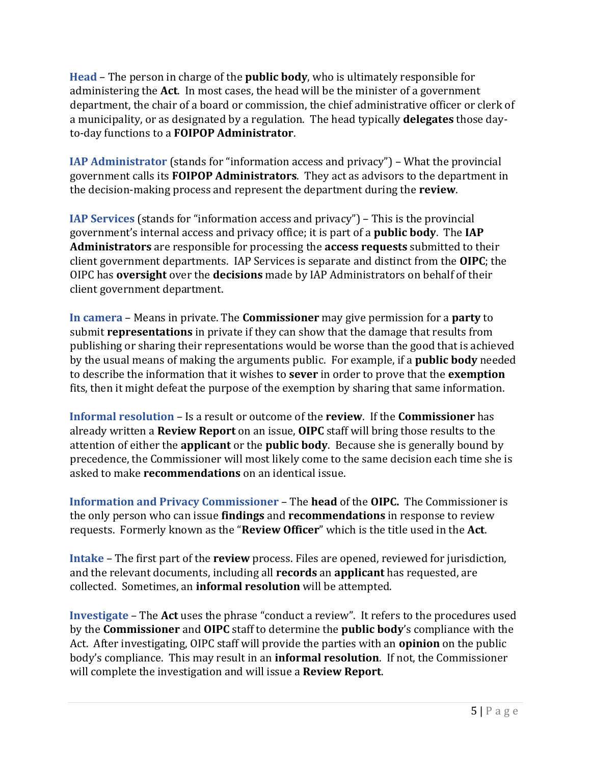**Head** – The person in charge of the **public body**, who is ultimately responsible for administering the **Act**. In most cases, the head will be the minister of a government department, the chair of a board or commission, the chief administrative officer or clerk of a municipality, or as designated by a regulation. The head typically **delegates** those day-to-day functions to a **FOIPOP Administrator**.

**IAP Administrator** (stands for "information access and privacy") – What the provincial government calls its **FOIPOP Administrators**. They act as advisors to the department in the decision-making process and represent the department during the **review**.

**IAP Services** (stands for "information access and privacy") – This is the provincial government's internal access and privacy office; it is part of a **public body**. The **IAP Administrators** are responsible for processing the **access requests** submitted to their client government departments. IAP Services is separate and distinct from the **OIPC**; the OIPC has **oversight** over the **decisions** made by IAP Administrators on behalf of their client government department.

**In camera** – Means in private. The **Commissioner** may give permission for a **party** to submit **representations** in private if they can show that the damage that results from publishing or sharing their representations would be worse than the good that is achieved by the usual means of making the arguments public. For example, if a **public body** needed to describe the information that it wishes to **sever** in order to prove that the **exemption** fits, then it might defeat the purpose of the exemption by sharing that same information.

**Informal resolution** – Is a result or outcome of the **review**. If the **Commissioner** has already written a **Review Report** on an issue, **OIPC** staff will bring those results to the attention of either the **applicant** or the **public body**. Because she is generally bound by precedence, the Commissioner will most likely come to the same decision each time she is asked to make **recommendations** on an identical issue.

**Information and Privacy Commissioner** – The **head** of the **OIPC.** The Commissioner is the only person who can issue **findings** and **recommendations** in response to review requests. Formerly known as the "**Review Officer**" which is the title used in the **Act**.

**Intake** – The first part of the **review** process. Files are opened, reviewed for jurisdiction, and the relevant documents, including all **records** an **applicant** has requested, are collected. Sometimes, an **informal resolution** will be attempted.

**Investigate** – The **Act** uses the phrase "conduct a review". It refers to the procedures used by the **Commissioner** and **OIPC** staff to determine the **public body**'s compliance with the Act. After investigating, OIPC staff will provide the parties with an **opinion** on the public body's compliance. This may result in an **informal resolution**. If not, the Commissioner will complete the investigation and will issue a **Review Report**.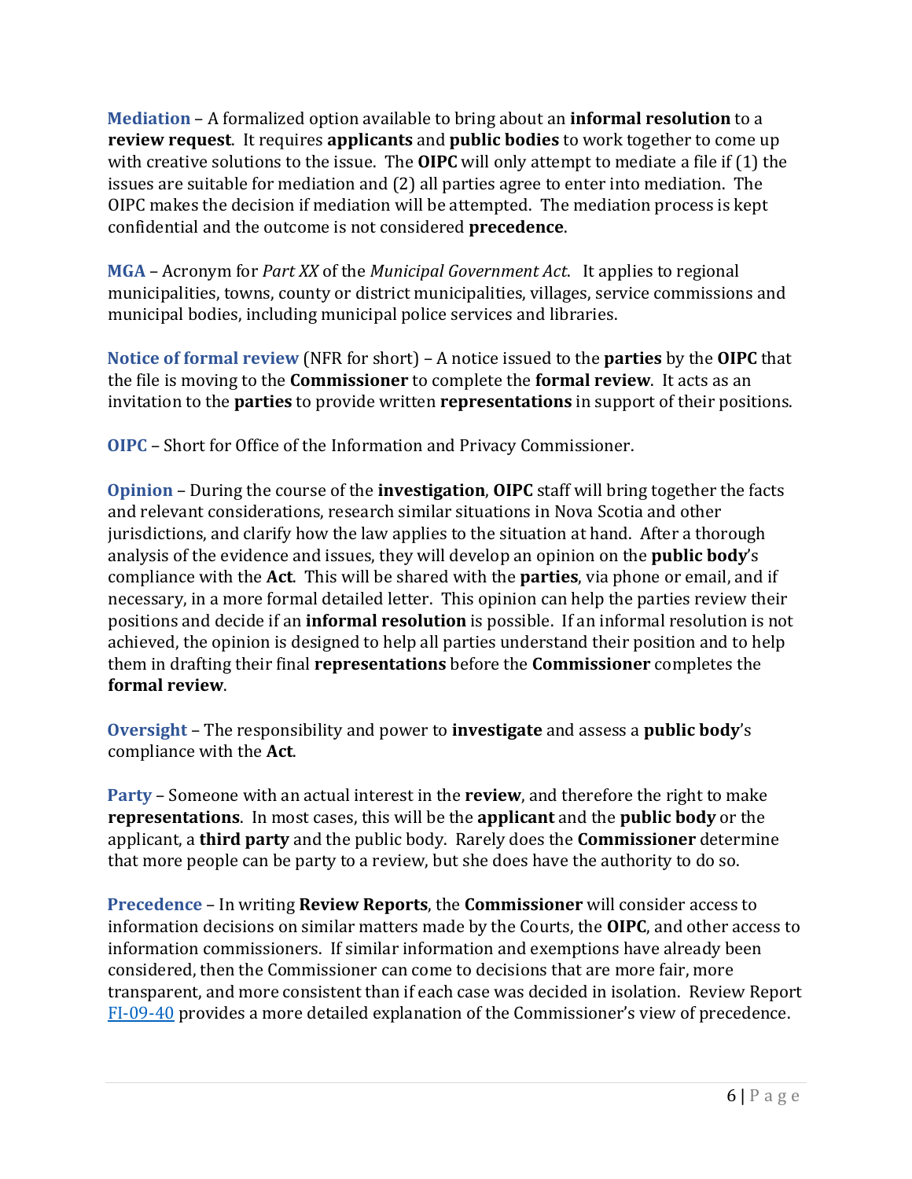**Mediation** – A formalized option available to bring about an **informal resolution** to a **review request**. It requires **applicants** and **public bodies** to work together to come up with creative solutions to the issue. The **OIPC** will only attempt to mediate a file if (1) the issues are suitable for mediation and (2) all parties agree to enter into mediation. The OIPC makes the decision if mediation will be attempted. The mediation process is kept confidential and the outcome is not considered **precedence**.

**MGA** – Acronym for *Part XX* of the *Municipal Government Act*. It applies to regional municipalities, towns, county or district municipalities, villages, service commissions and municipal bodies, including municipal police services and libraries.

**Notice of formal review** (NFR for short) – A notice issued to the **parties** by the **OIPC** that the file is moving to the **Commissioner** to complete the **formal review**. It acts as an invitation to the **parties** to provide written **representations** in support of their positions.

**OIPC** – Short for Office of the Information and Privacy Commissioner.

**Opinion** – During the course of the **investigation**, **OIPC** staff will bring together the facts and relevant considerations, research similar situations in Nova Scotia and other jurisdictions, and clarify how the law applies to the situation at hand. After a thorough analysis of the evidence and issues, they will develop an opinion on the **public body**'s compliance with the **Act**. This will be shared with the **parties**, via phone or email, and if necessary, in a more formal detailed letter. This opinion can help the parties review their positions and decide if an **informal resolution** is possible. If an informal resolution is not achieved, the opinion is designed to help all parties understand their position and to help them in drafting their final **representations** before the **Commissioner** completes the **formal review**.

**Oversight** – The responsibility and power to **investigate** and assess a **public body**'s compliance with the **Act**.

**Party** – Someone with an actual interest in the **review**, and therefore the right to make **representations**. In most cases, this will be the **applicant** and the **public body** or the applicant, a **third party** and the public body. Rarely does the **Commissioner** determine that more people can be party to a review, but she does have the authority to do so.

**Precedence** – In writing **Review Reports**, the **Commissioner** will consider access to information decisions on similar matters made by the Courts, the **OIPC**, and other access to information commissioners. If similar information and exemptions have already been considered, then the Commissioner can come to decisions that are more fair, more transparent, and more consistent than if each case was decided in isolation. Review Report FI-09-40 provides a more detailed explanation of the Commissioner's view of precedence.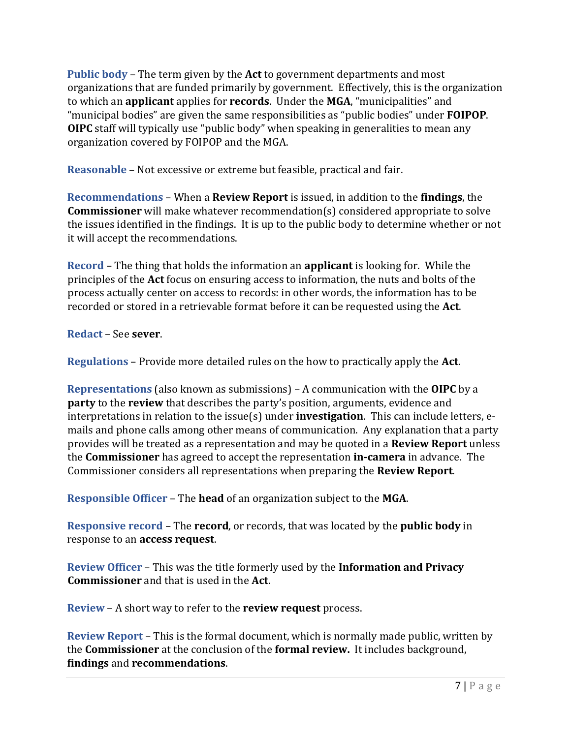**Public body** – The term given by the **Act** to government departments and most organizations that are funded primarily by government. Effectively, this is the organization to which an **applicant** applies for **records**. Under the **MGA**, "municipalities" and "municipal bodies" are given the same responsibilities as "public bodies" under **FOIPOP**. **OIPC** staff will typically use "public body" when speaking in generalities to mean any organization covered by FOIPOP and the MGA.

**Reasonable** – Not excessive or extreme but feasible, practical and fair.

**Recommendations** – When a **Review Report** is issued, in addition to the **findings**, the **Commissioner** will make whatever recommendation(s) considered appropriate to solve the issues identified in the findings. It is up to the public body to determine whether or not it will accept the recommendations.

**Record** – The thing that holds the information an **applicant** is looking for. While the principles of the **Act** focus on ensuring access to information, the nuts and bolts of the process actually center on access to records: in other words, the information has to be recorded or stored in a retrievable format before it can be requested using the **Act**.

**Redact** – See **sever**.

**Regulations** – Provide more detailed rules on the how to practically apply the **Act**.

**Representations** (also known as submissions) – A communication with the **OIPC** by a **party** to the **review** that describes the party's position, arguments, evidence and interpretations in relation to the issue(s) under **investigation**. This can include letters, e-mails and phone calls among other means of communication. Any explanation that a party provides will be treated as a representation and may be quoted in a **Review Report** unless the **Commissioner** has agreed to accept the representation **in-camera** in advance. The Commissioner considers all representations when preparing the **Review Report**.

**Responsible Officer** – The **head** of an organization subject to the **MGA**.

**Responsive record** – The **record**, or records, that was located by the **public body** in response to an **access request**.

**Review Officer** – This was the title formerly used by the **Information and Privacy Commissioner** and that is used in the **Act**.

**Review** – A short way to refer to the **review request** process.

**Review Report** – This is the formal document, which is normally made public, written by the **Commissioner** at the conclusion of the **formal review.** It includes background, **findings** and **recommendations**.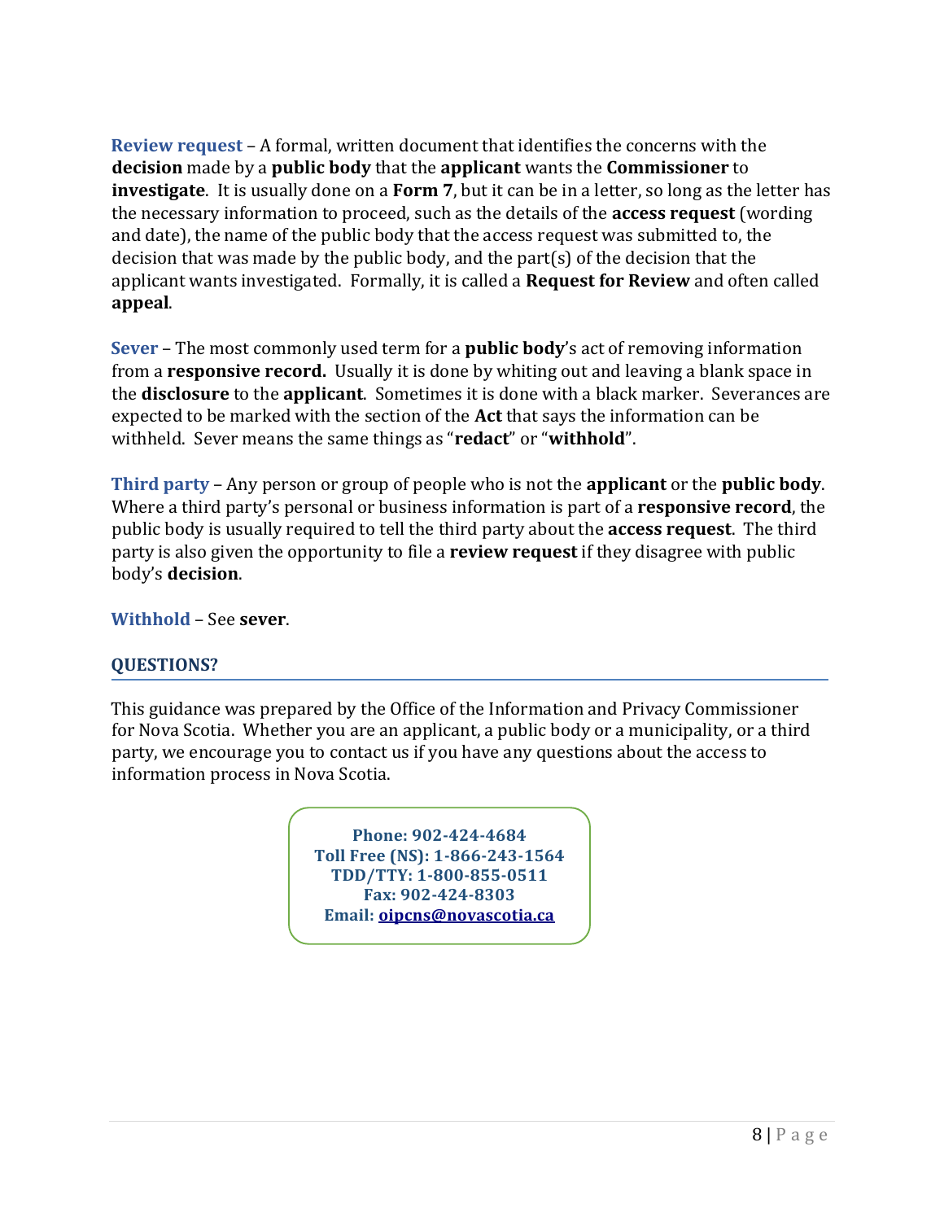**Review request** – A formal, written document that identifies the concerns with the **decision** made by a **public body** that the **applicant** wants the **Commissioner** to **investigate**. It is usually done on a **Form 7**, but it can be in a letter, so long as the letter has the necessary information to proceed, such as the details of the **access request** (wording and date), the name of the public body that the access request was submitted to, the decision that was made by the public body, and the part(s) of the decision that the applicant wants investigated. Formally, it is called a **Request for Review** and often called **appeal**.

**Sever** – The most commonly used term for a **public body**'s act of removing information from a **responsive record.** Usually it is done by whiting out and leaving a blank space in the **disclosure** to the **applicant**. Sometimes it is done with a black marker. Severances are expected to be marked with the section of the **Act** that says the information can be withheld. Sever means the same things as "**redact**" or "**withhold**".

**Third party** – Any person or group of people who is not the **applicant** or the **public body**. Where a third party's personal or business information is part of a **responsive record**, the public body is usually required to tell the third party about the **access request**. The third party is also given the opportunity to file a **review request** if they disagree with public body's **decision**.

**Withhold** – See **sever**.

## QUESTIONS?

This guidance was prepared by the Office of the Information and Privacy Commissioner for Nova Scotia. Whether you are an applicant, a public body or a municipality, or a third party, we encourage you to contact us if you have any questions about the access to information process in Nova Scotia.

**Phone: 902-424-4684**
**Toll Free (NS): 1-866-243-1564**
**TDD/TTY: 1-800-855-0511**
**Fax: 902-424-8303**
**Email: oipcns@novascotia.ca**